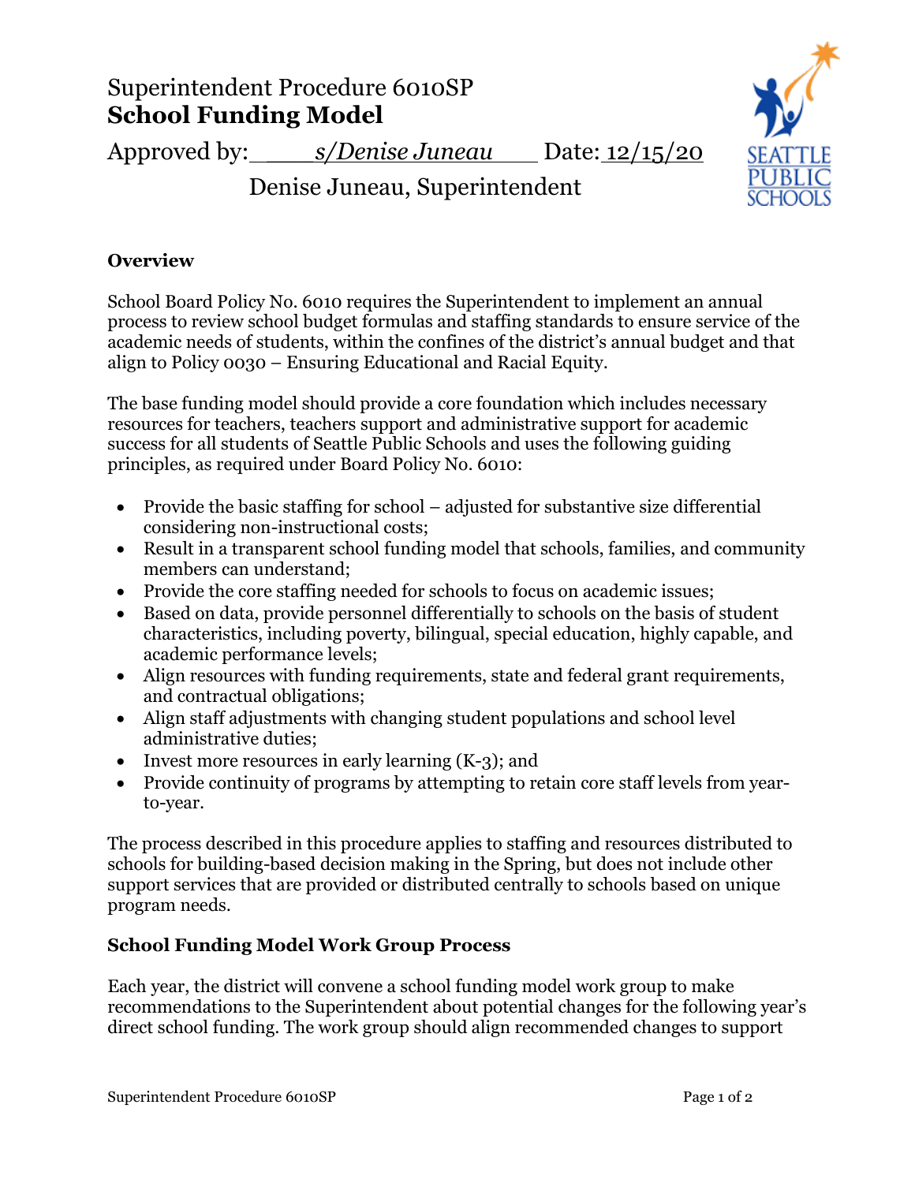# Superintendent Procedure 6010SP
# **School Funding Model**

Approved by: *s/Denise Juneau* Date: 12/15/20

Denise Juneau, Superintendent

## **Overview**

School Board Policy No. 6010 requires the Superintendent to implement an annual process to review school budget formulas and staffing standards to ensure service of the academic needs of students, within the confines of the district's annual budget and that align to Policy 0030 – Ensuring Educational and Racial Equity.

The base funding model should provide a core foundation which includes necessary resources for teachers, teachers support and administrative support for academic success for all students of Seattle Public Schools and uses the following guiding principles, as required under Board Policy No. 6010:

- Provide the basic staffing for school – adjusted for substantive size differential considering non-instructional costs;
- Result in a transparent school funding model that schools, families, and community members can understand;
- Provide the core staffing needed for schools to focus on academic issues;
- Based on data, provide personnel differentially to schools on the basis of student characteristics, including poverty, bilingual, special education, highly capable, and academic performance levels;
- Align resources with funding requirements, state and federal grant requirements, and contractual obligations;
- Align staff adjustments with changing student populations and school level administrative duties;
- Invest more resources in early learning (K-3); and
- Provide continuity of programs by attempting to retain core staff levels from year-to-year.

The process described in this procedure applies to staffing and resources distributed to schools for building-based decision making in the Spring, but does not include other support services that are provided or distributed centrally to schools based on unique program needs.

## **School Funding Model Work Group Process**

Each year, the district will convene a school funding model work group to make recommendations to the Superintendent about potential changes for the following year's direct school funding. The work group should align recommended changes to support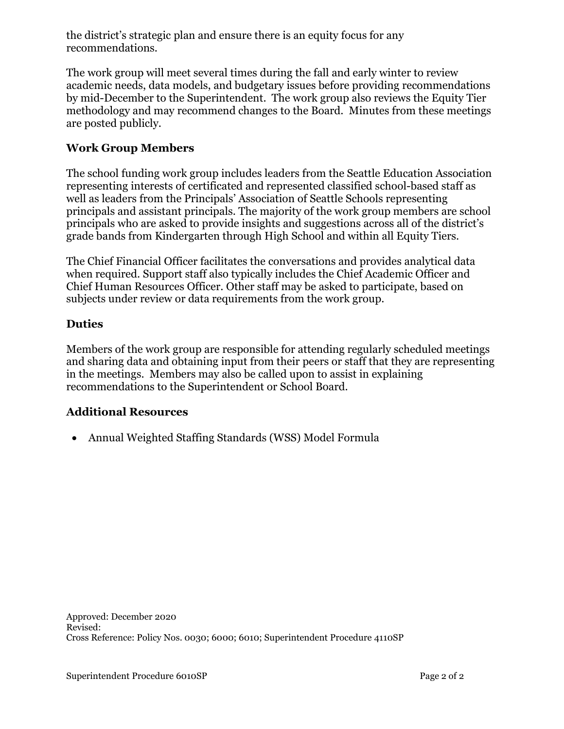the district's strategic plan and ensure there is an equity focus for any recommendations.

The work group will meet several times during the fall and early winter to review academic needs, data models, and budgetary issues before providing recommendations by mid-December to the Superintendent. The work group also reviews the Equity Tier methodology and may recommend changes to the Board. Minutes from these meetings are posted publicly.

## Work Group Members

The school funding work group includes leaders from the Seattle Education Association representing interests of certificated and represented classified school-based staff as well as leaders from the Principals' Association of Seattle Schools representing principals and assistant principals. The majority of the work group members are school principals who are asked to provide insights and suggestions across all of the district's grade bands from Kindergarten through High School and within all Equity Tiers.

The Chief Financial Officer facilitates the conversations and provides analytical data when required. Support staff also typically includes the Chief Academic Officer and Chief Human Resources Officer. Other staff may be asked to participate, based on subjects under review or data requirements from the work group.

## Duties

Members of the work group are responsible for attending regularly scheduled meetings and sharing data and obtaining input from their peers or staff that they are representing in the meetings. Members may also be called upon to assist in explaining recommendations to the Superintendent or School Board.

## Additional Resources

- Annual Weighted Staffing Standards (WSS) Model Formula

Approved: December 2020
Revised:
Cross Reference: Policy Nos. 0030; 6000; 6010; Superintendent Procedure 4110SP